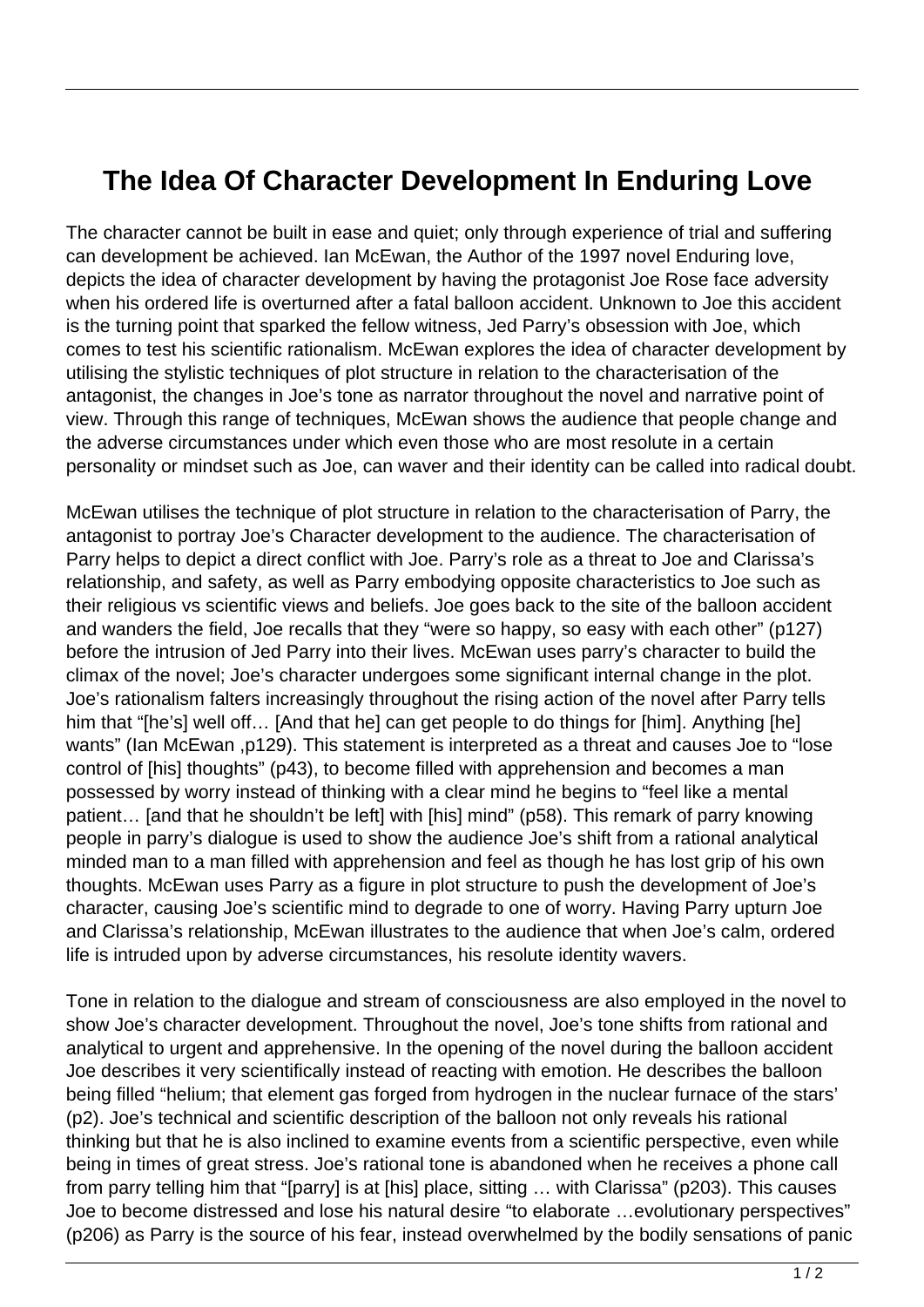# The Idea Of Character Development In Enduring Love

The character cannot be built in ease and quiet; only through experience of trial and suffering can development be achieved. Ian McEwan, the Author of the 1997 novel Enduring love, depicts the idea of character development by having the protagonist Joe Rose face adversity when his ordered life is overturned after a fatal balloon accident. Unknown to Joe this accident is the turning point that sparked the fellow witness, Jed Parry's obsession with Joe, which comes to test his scientific rationalism. McEwan explores the idea of character development by utilising the stylistic techniques of plot structure in relation to the characterisation of the antagonist, the changes in Joe's tone as narrator throughout the novel and narrative point of view. Through this range of techniques, McEwan shows the audience that people change and the adverse circumstances under which even those who are most resolute in a certain personality or mindset such as Joe, can waver and their identity can be called into radical doubt.

McEwan utilises the technique of plot structure in relation to the characterisation of Parry, the antagonist to portray Joe's Character development to the audience. The characterisation of Parry helps to depict a direct conflict with Joe. Parry's role as a threat to Joe and Clarissa's relationship, and safety, as well as Parry embodying opposite characteristics to Joe such as their religious vs scientific views and beliefs. Joe goes back to the site of the balloon accident and wanders the field, Joe recalls that they "were so happy, so easy with each other" (p127) before the intrusion of Jed Parry into their lives. McEwan uses parry's character to build the climax of the novel; Joe's character undergoes some significant internal change in the plot. Joe's rationalism falters increasingly throughout the rising action of the novel after Parry tells him that "[he's] well off… [And that he] can get people to do things for [him]. Anything [he] wants" (Ian McEwan ,p129). This statement is interpreted as a threat and causes Joe to "lose control of [his] thoughts" (p43), to become filled with apprehension and becomes a man possessed by worry instead of thinking with a clear mind he begins to "feel like a mental patient… [and that he shouldn't be left] with [his] mind" (p58). This remark of parry knowing people in parry's dialogue is used to show the audience Joe's shift from a rational analytical minded man to a man filled with apprehension and feel as though he has lost grip of his own thoughts. McEwan uses Parry as a figure in plot structure to push the development of Joe's character, causing Joe's scientific mind to degrade to one of worry. Having Parry upturn Joe and Clarissa's relationship, McEwan illustrates to the audience that when Joe's calm, ordered life is intruded upon by adverse circumstances, his resolute identity wavers.

Tone in relation to the dialogue and stream of consciousness are also employed in the novel to show Joe's character development. Throughout the novel, Joe's tone shifts from rational and analytical to urgent and apprehensive. In the opening of the novel during the balloon accident Joe describes it very scientifically instead of reacting with emotion. He describes the balloon being filled "helium; that element gas forged from hydrogen in the nuclear furnace of the stars' (p2). Joe's technical and scientific description of the balloon not only reveals his rational thinking but that he is also inclined to examine events from a scientific perspective, even while being in times of great stress. Joe's rational tone is abandoned when he receives a phone call from parry telling him that "[parry] is at [his] place, sitting … with Clarissa" (p203). This causes Joe to become distressed and lose his natural desire "to elaborate …evolutionary perspectives" (p206) as Parry is the source of his fear, instead overwhelmed by the bodily sensations of panic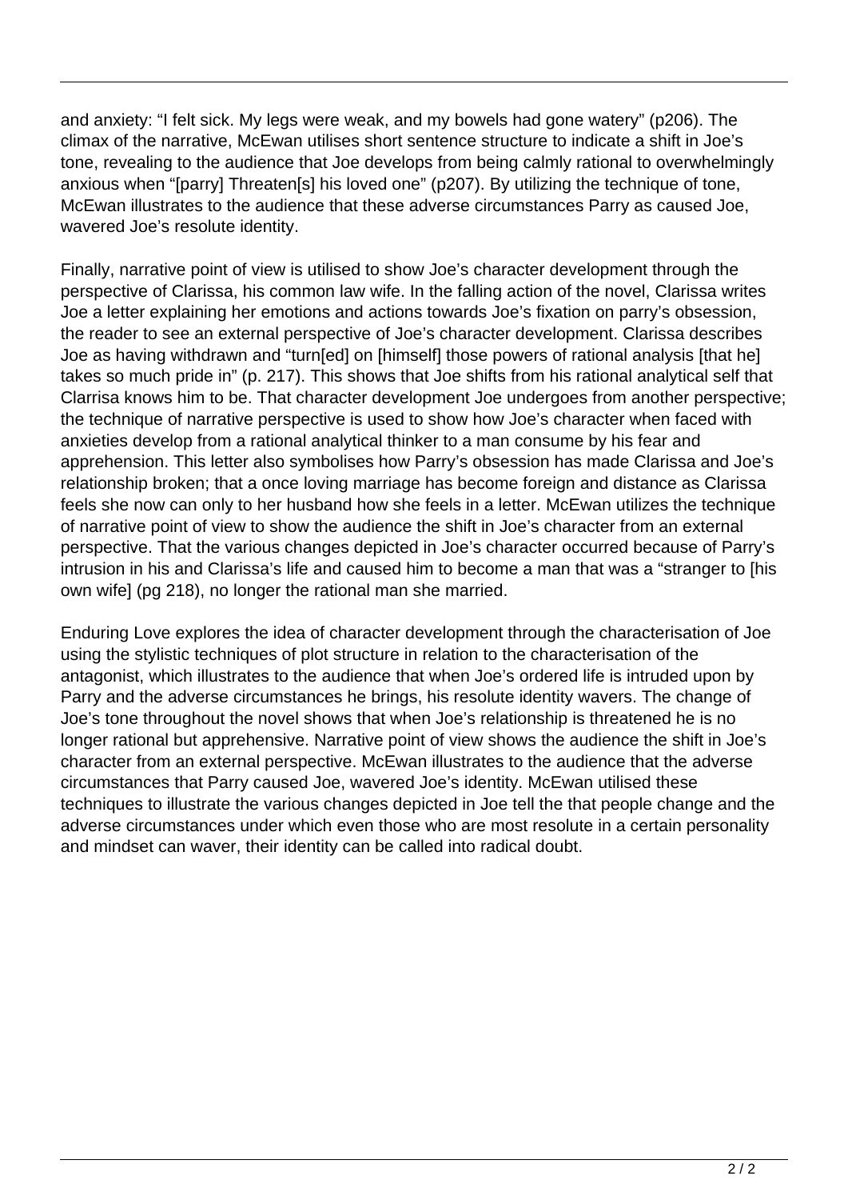and anxiety: "I felt sick. My legs were weak, and my bowels had gone watery" (p206). The climax of the narrative, McEwan utilises short sentence structure to indicate a shift in Joe's tone, revealing to the audience that Joe develops from being calmly rational to overwhelmingly anxious when "[parry] Threaten[s] his loved one" (p207). By utilizing the technique of tone, McEwan illustrates to the audience that these adverse circumstances Parry as caused Joe, wavered Joe's resolute identity.

Finally, narrative point of view is utilised to show Joe's character development through the perspective of Clarissa, his common law wife. In the falling action of the novel, Clarissa writes Joe a letter explaining her emotions and actions towards Joe's fixation on parry's obsession, the reader to see an external perspective of Joe's character development. Clarissa describes Joe as having withdrawn and "turn[ed] on [himself] those powers of rational analysis [that he] takes so much pride in" (p. 217). This shows that Joe shifts from his rational analytical self that Clarrisa knows him to be. That character development Joe undergoes from another perspective; the technique of narrative perspective is used to show how Joe's character when faced with anxieties develop from a rational analytical thinker to a man consume by his fear and apprehension. This letter also symbolises how Parry's obsession has made Clarissa and Joe's relationship broken; that a once loving marriage has become foreign and distance as Clarissa feels she now can only to her husband how she feels in a letter. McEwan utilizes the technique of narrative point of view to show the audience the shift in Joe's character from an external perspective. That the various changes depicted in Joe's character occurred because of Parry's intrusion in his and Clarissa's life and caused him to become a man that was a "stranger to [his own wife] (pg 218), no longer the rational man she married.

Enduring Love explores the idea of character development through the characterisation of Joe using the stylistic techniques of plot structure in relation to the characterisation of the antagonist, which illustrates to the audience that when Joe's ordered life is intruded upon by Parry and the adverse circumstances he brings, his resolute identity wavers. The change of Joe's tone throughout the novel shows that when Joe's relationship is threatened he is no longer rational but apprehensive. Narrative point of view shows the audience the shift in Joe's character from an external perspective. McEwan illustrates to the audience that the adverse circumstances that Parry caused Joe, wavered Joe's identity. McEwan utilised these techniques to illustrate the various changes depicted in Joe tell the that people change and the adverse circumstances under which even those who are most resolute in a certain personality and mindset can waver, their identity can be called into radical doubt.